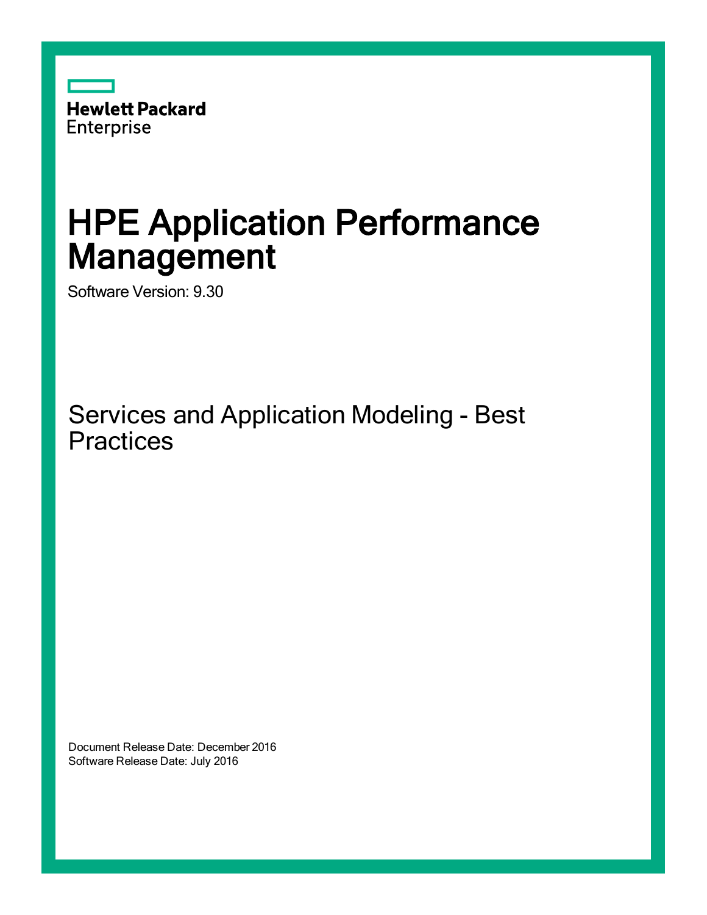Hewlett Packard
Enterprise

# HPE Application Performance Management

Software Version: 9.30

## Services and Application Modeling - Best Practices

Document Release Date: December 2016
Software Release Date: July 2016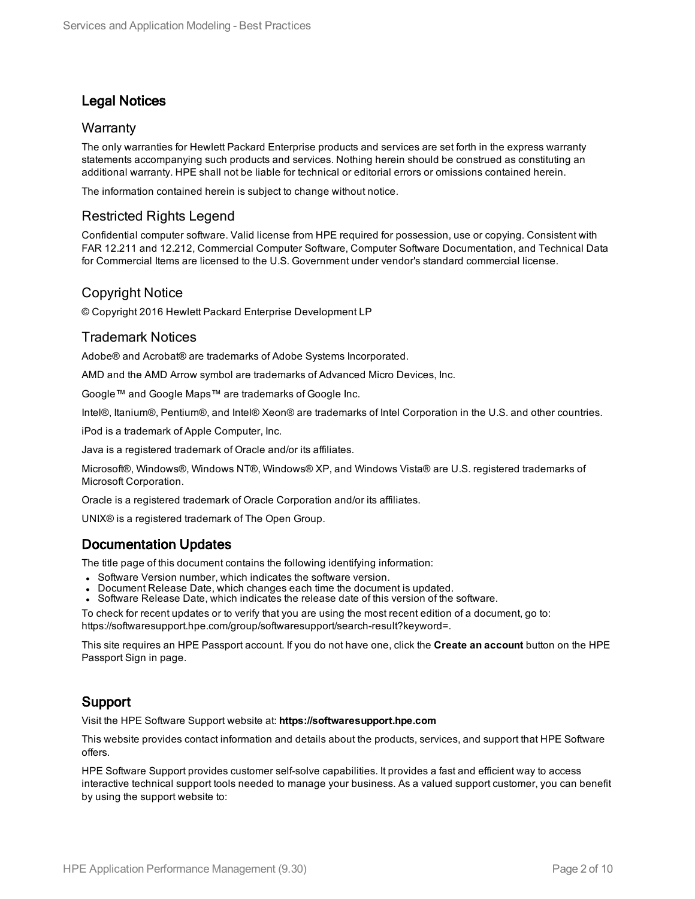## Legal Notices

### Warranty

The only warranties for Hewlett Packard Enterprise products and services are set forth in the express warranty statements accompanying such products and services. Nothing herein should be construed as constituting an additional warranty. HPE shall not be liable for technical or editorial errors or omissions contained herein.

The information contained herein is subject to change without notice.

### Restricted Rights Legend

Confidential computer software. Valid license from HPE required for possession, use or copying. Consistent with FAR 12.211 and 12.212, Commercial Computer Software, Computer Software Documentation, and Technical Data for Commercial Items are licensed to the U.S. Government under vendor's standard commercial license.

### Copyright Notice

© Copyright 2016 Hewlett Packard Enterprise Development LP

### Trademark Notices

Adobe® and Acrobat® are trademarks of Adobe Systems Incorporated.

AMD and the AMD Arrow symbol are trademarks of Advanced Micro Devices, Inc.

Google™ and Google Maps™ are trademarks of Google Inc.

Intel®, Itanium®, Pentium®, and Intel® Xeon® are trademarks of Intel Corporation in the U.S. and other countries.

iPod is a trademark of Apple Computer, Inc.

Java is a registered trademark of Oracle and/or its affiliates.

Microsoft®, Windows®, Windows NT®, Windows® XP, and Windows Vista® are U.S. registered trademarks of Microsoft Corporation.

Oracle is a registered trademark of Oracle Corporation and/or its affiliates.

UNIX® is a registered trademark of The Open Group.

## Documentation Updates

The title page of this document contains the following identifying information:

- Software Version number, which indicates the software version.
- Document Release Date, which changes each time the document is updated.
- Software Release Date, which indicates the release date of this version of the software.

To check for recent updates or to verify that you are using the most recent edition of a document, go to: https://softwaresupport.hpe.com/group/softwaresupport/search-result?keyword=.

This site requires an HPE Passport account. If you do not have one, click the **Create an account** button on the HPE Passport Sign in page.

## Support

Visit the HPE Software Support website at: **https://softwaresupport.hpe.com**

This website provides contact information and details about the products, services, and support that HPE Software offers.

HPE Software Support provides customer self-solve capabilities. It provides a fast and efficient way to access interactive technical support tools needed to manage your business. As a valued support customer, you can benefit by using the support website to: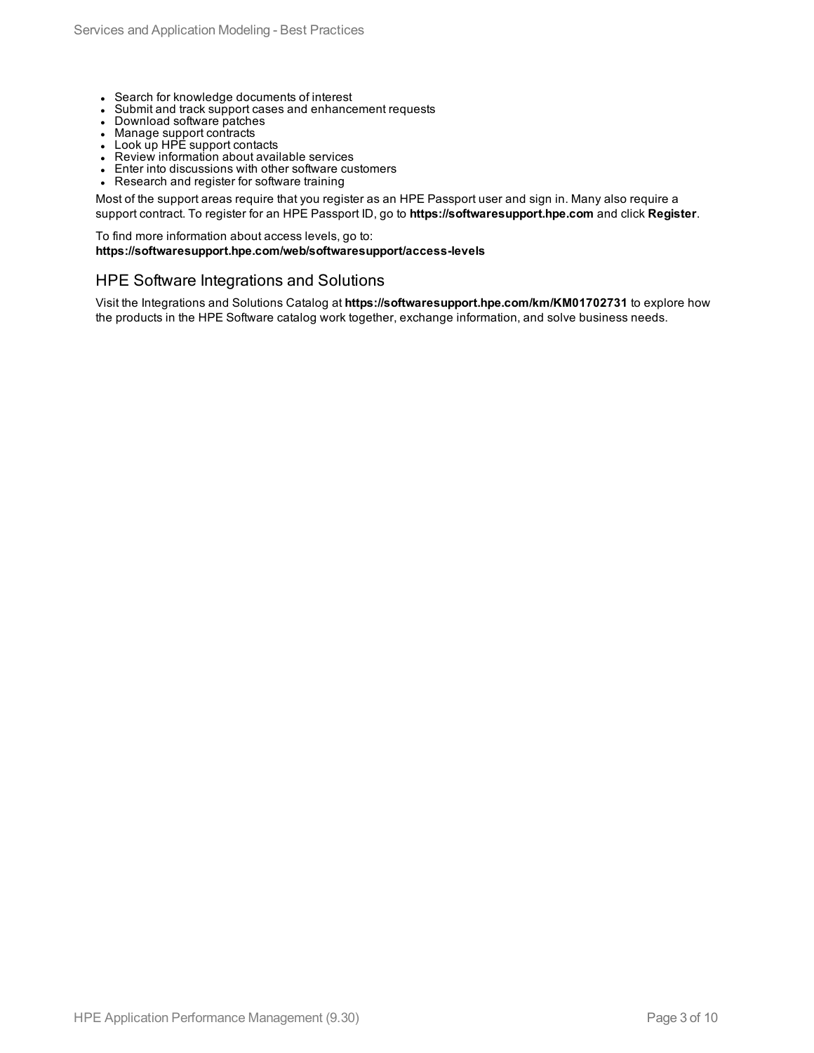- Search for knowledge documents of interest
- Submit and track support cases and enhancement requests
- Download software patches
- Manage support contracts
- Look up HPE support contacts
- Review information about available services
- Enter into discussions with other software customers
- Research and register for software training

Most of the support areas require that you register as an HPE Passport user and sign in. Many also require a support contract. To register for an HPE Passport ID, go to **https://softwaresupport.hpe.com** and click **Register**.

To find more information about access levels, go to:
**https://softwaresupport.hpe.com/web/softwaresupport/access-levels**

## HPE Software Integrations and Solutions

Visit the Integrations and Solutions Catalog at **https://softwaresupport.hpe.com/km/KM01702731** to explore how the products in the HPE Software catalog work together, exchange information, and solve business needs.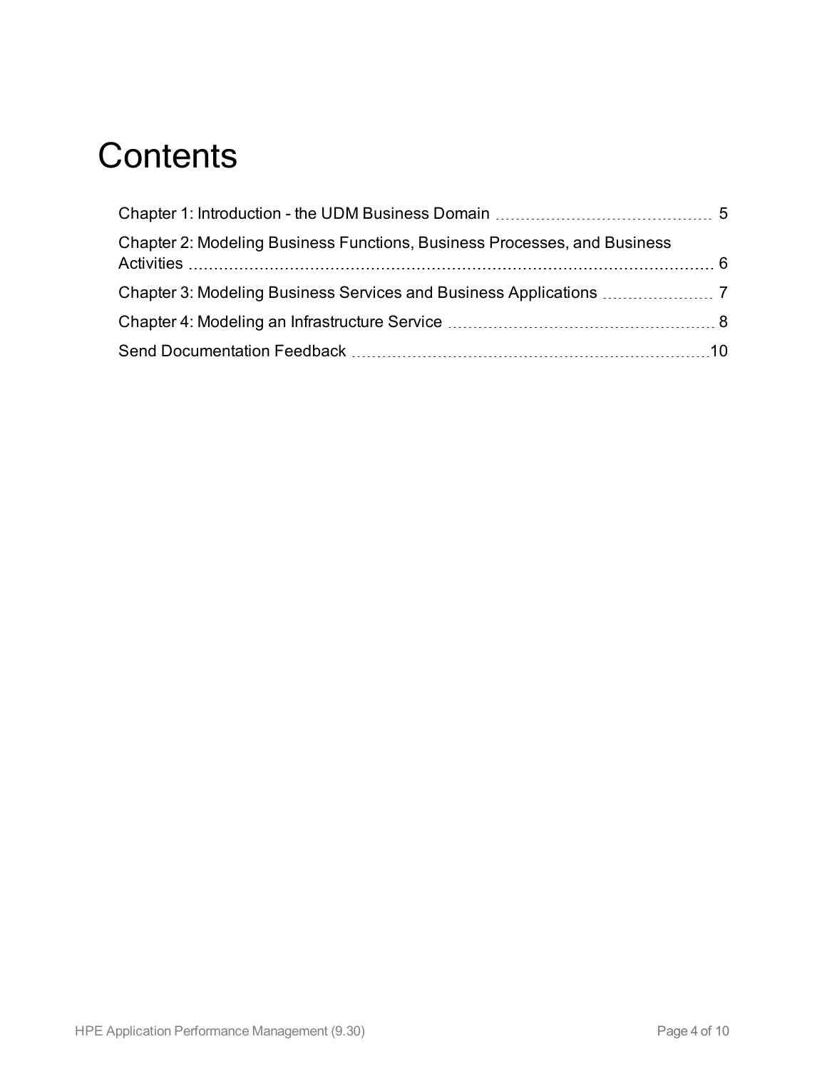# Contents

- Chapter 1: Introduction - the UDM Business Domain ........ 5
- Chapter 2: Modeling Business Functions, Business Processes, and Business Activities ........ 6
- Chapter 3: Modeling Business Services and Business Applications ........ 7
- Chapter 4: Modeling an Infrastructure Service ........ 8
- Send Documentation Feedback ........ 10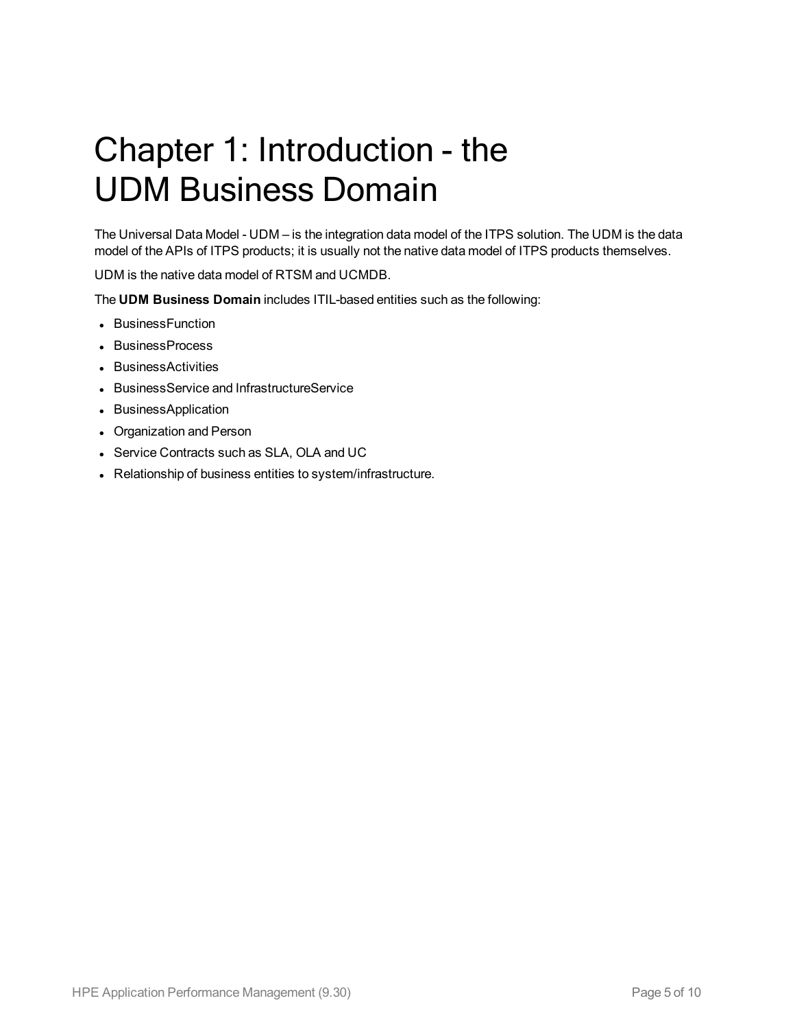# Chapter 1: Introduction - the UDM Business Domain

The Universal Data Model - UDM – is the integration data model of the ITPS solution. The UDM is the data model of the APIs of ITPS products; it is usually not the native data model of ITPS products themselves.

UDM is the native data model of RTSM and UCMDB.

The **UDM Business Domain** includes ITIL-based entities such as the following:

- BusinessFunction
- BusinessProcess
- BusinessActivities
- BusinessService and InfrastructureService
- BusinessApplication
- Organization and Person
- Service Contracts such as SLA, OLA and UC
- Relationship of business entities to system/infrastructure.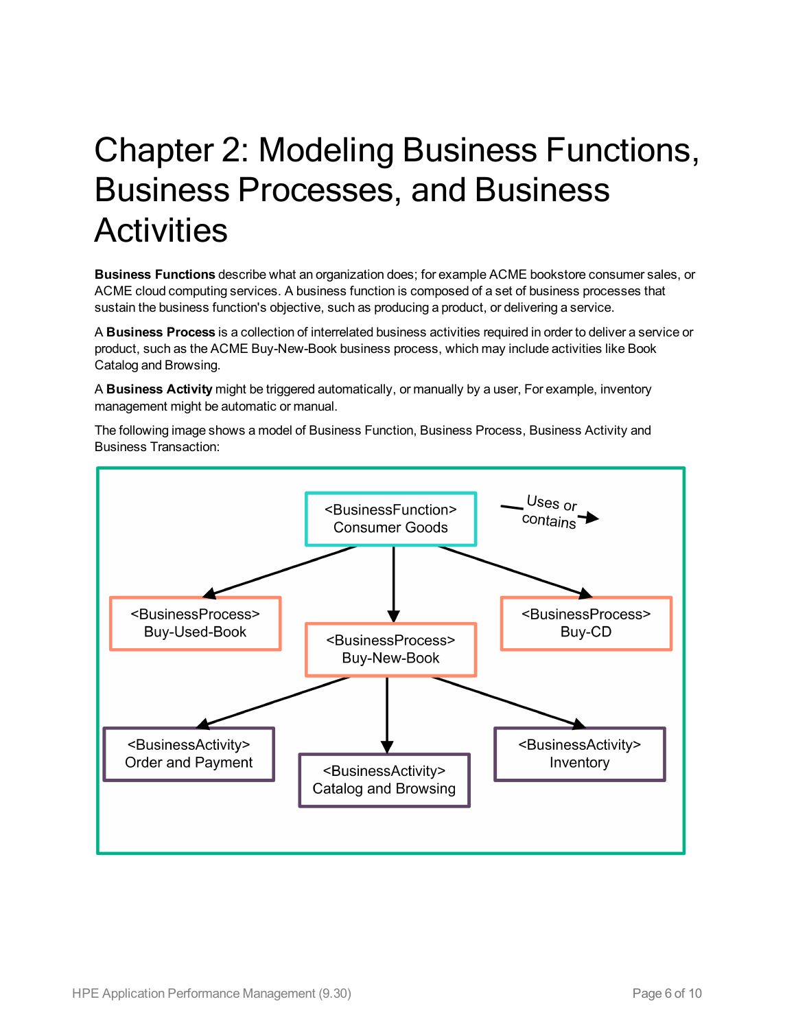# Chapter 2: Modeling Business Functions, Business Processes, and Business Activities

**Business Functions** describe what an organization does; for example ACME bookstore consumer sales, or ACME cloud computing services. A business function is composed of a set of business processes that sustain the business function's objective, such as producing a product, or delivering a service.

A **Business Process** is a collection of interrelated business activities required in order to deliver a service or product, such as the ACME Buy-New-Book business process, which may include activities like Book Catalog and Browsing.

A **Business Activity** might be triggered automatically, or manually by a user, For example, inventory management might be automatic or manual.

The following image shows a model of Business Function, Business Process, Business Activity and Business Transaction: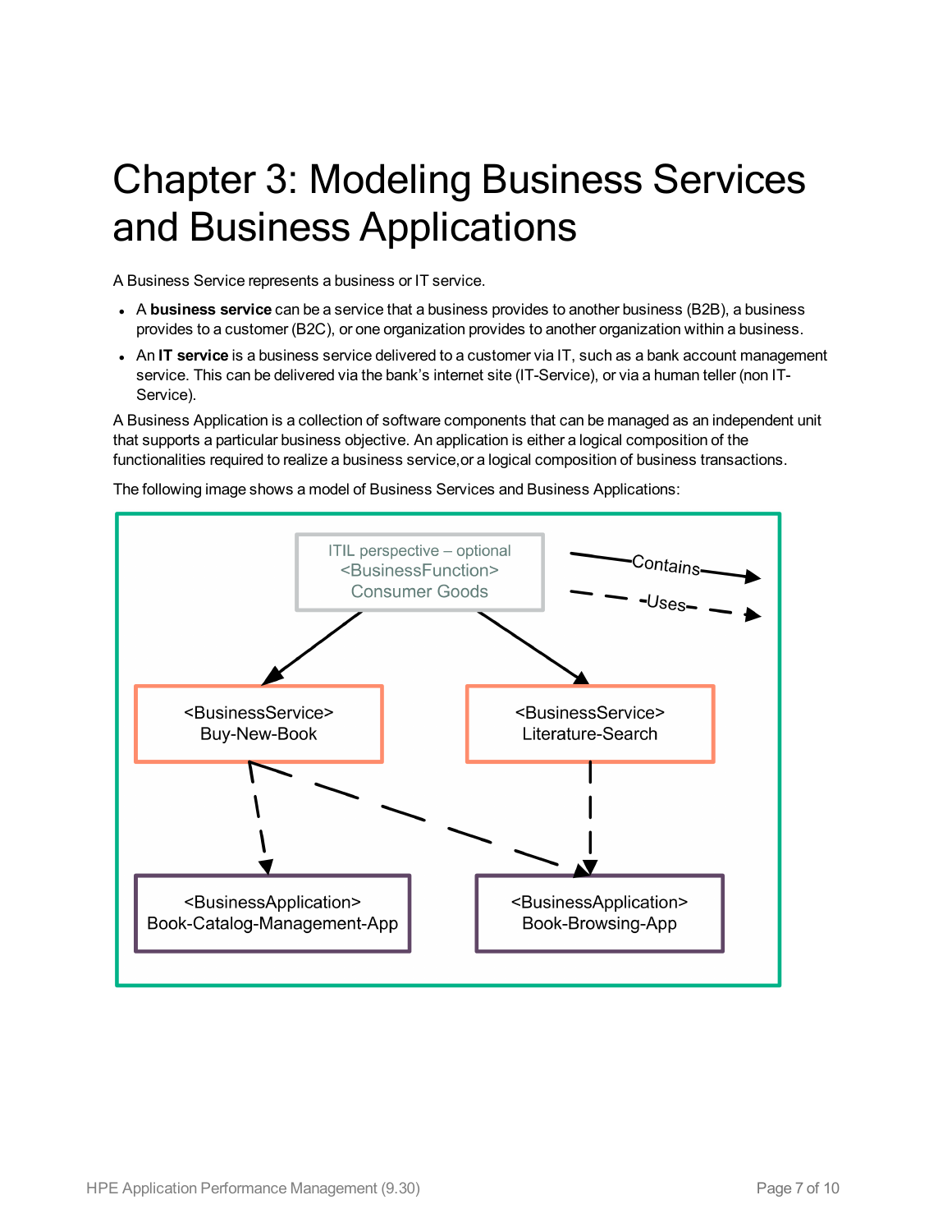# Chapter 3: Modeling Business Services and Business Applications

A Business Service represents a business or IT service.

- A **business service** can be a service that a business provides to another business (B2B), a business provides to a customer (B2C), or one organization provides to another organization within a business.
- An **IT service** is a business service delivered to a customer via IT, such as a bank account management service. This can be delivered via the bank's internet site (IT-Service), or via a human teller (non IT-Service).

A Business Application is a collection of software components that can be managed as an independent unit that supports a particular business objective. An application is either a logical composition of the functionalities required to realize a business service,or a logical composition of business transactions.

The following image shows a model of Business Services and Business Applications: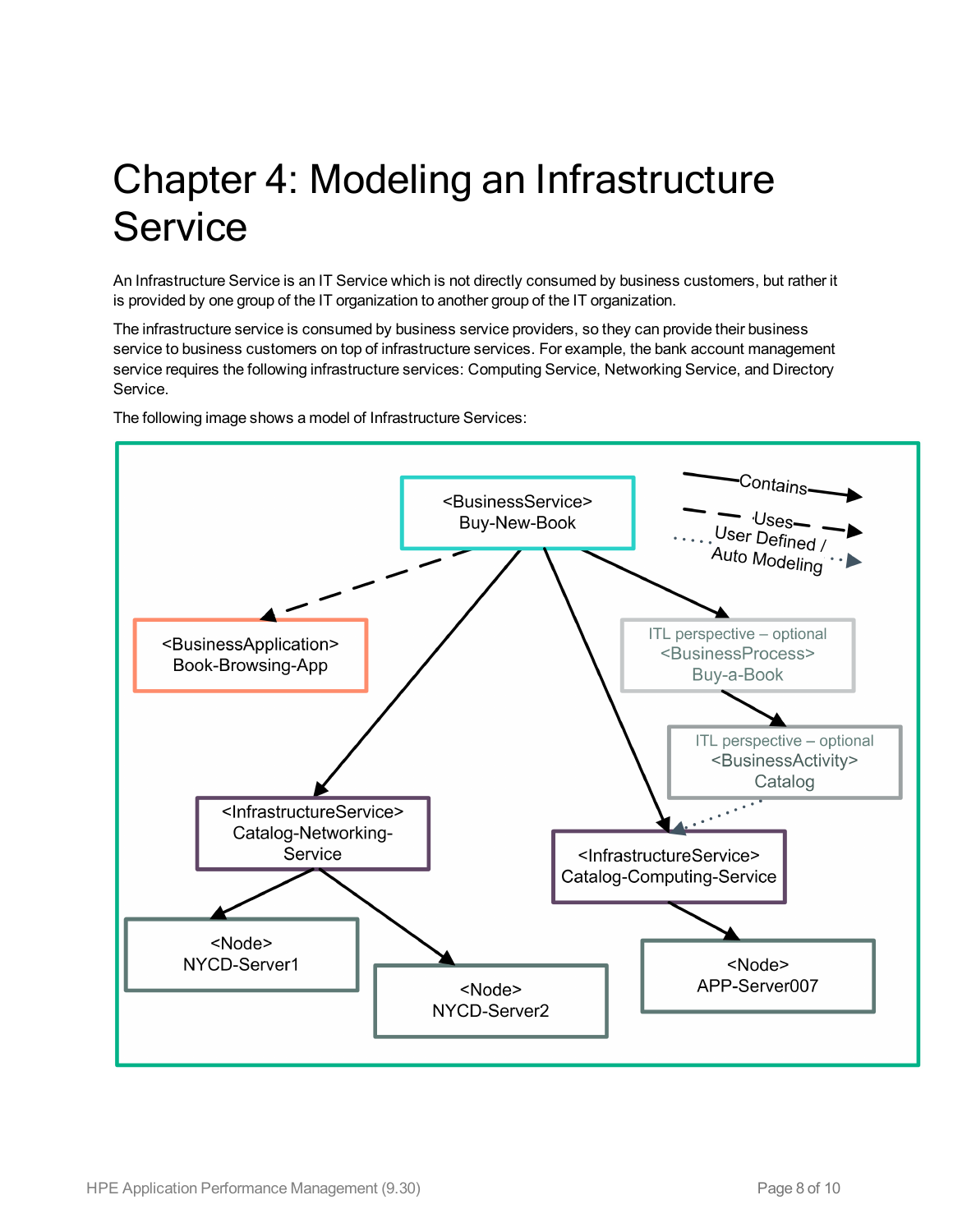# Chapter 4: Modeling an Infrastructure Service

An Infrastructure Service is an IT Service which is not directly consumed by business customers, but rather it is provided by one group of the IT organization to another group of the IT organization.

The infrastructure service is consumed by business service providers, so they can provide their business service to business customers on top of infrastructure services. For example, the bank account management service requires the following infrastructure services: Computing Service, Networking Service, and Directory Service.

The following image shows a model of Infrastructure Services: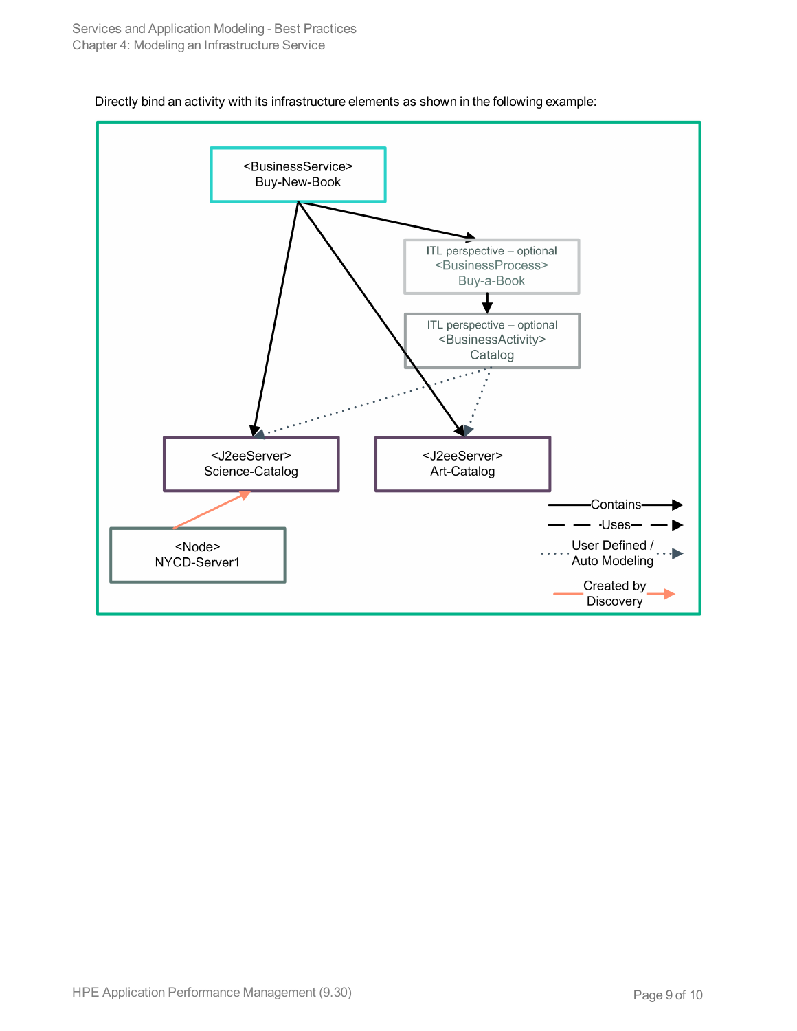Directly bind an activity with its infrastructure elements as shown in the following example:

<BusinessService>
Buy-New-Book

ITL perspective – optional
<BusinessProcess>
Buy-a-Book

ITL perspective – optional
<BusinessActivity>
Catalog

<J2eeServer>
Science-Catalog

<J2eeServer>
Art-Catalog

<Node>
NYCD-Server1

Contains

Uses

User Defined / Auto Modeling

Created by Discovery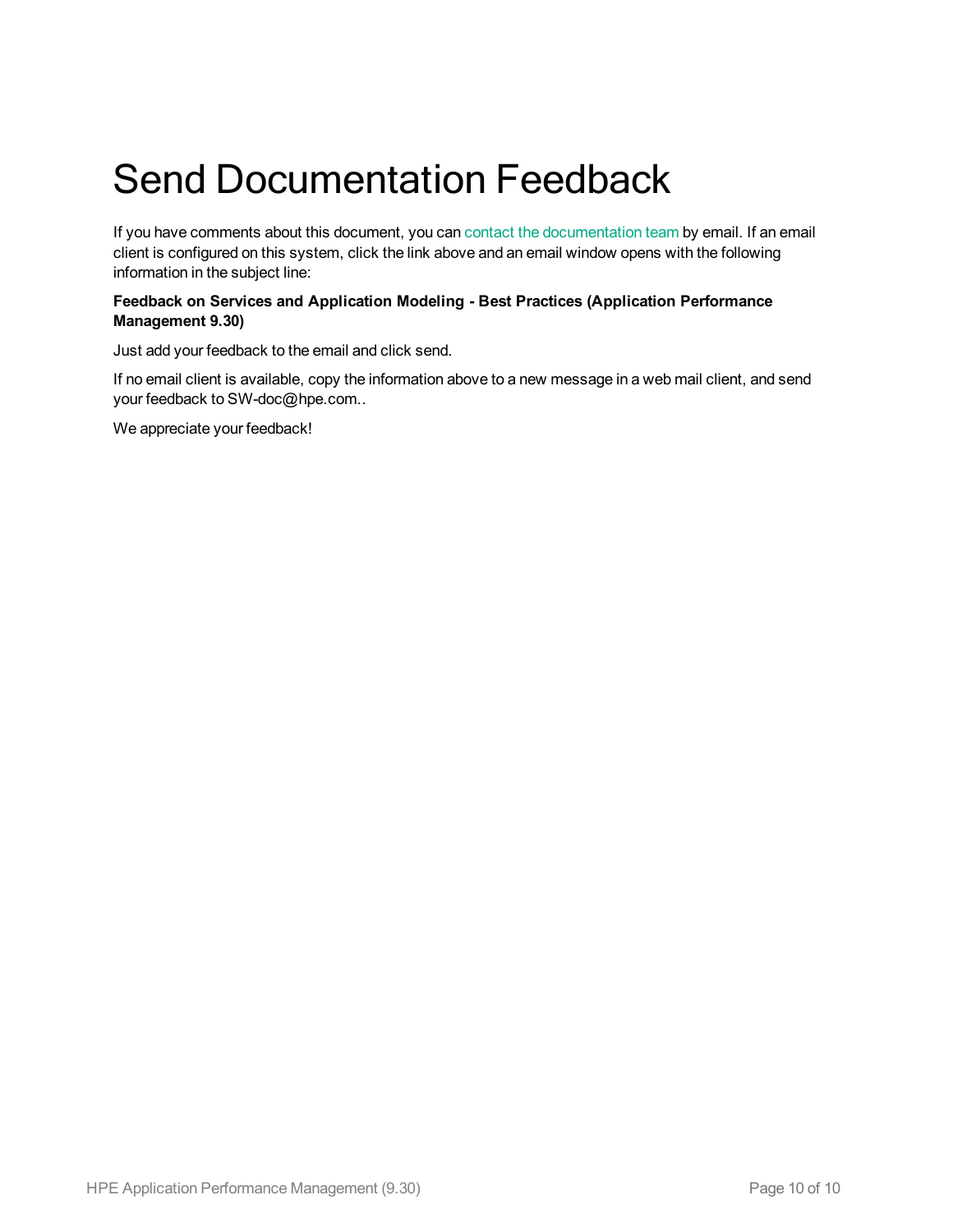# Send Documentation Feedback

If you have comments about this document, you can contact the documentation team by email. If an email client is configured on this system, click the link above and an email window opens with the following information in the subject line:

**Feedback on Services and Application Modeling - Best Practices (Application Performance Management 9.30)**

Just add your feedback to the email and click send.

If no email client is available, copy the information above to a new message in a web mail client, and send your feedback to SW-doc@hpe.com..

We appreciate your feedback!